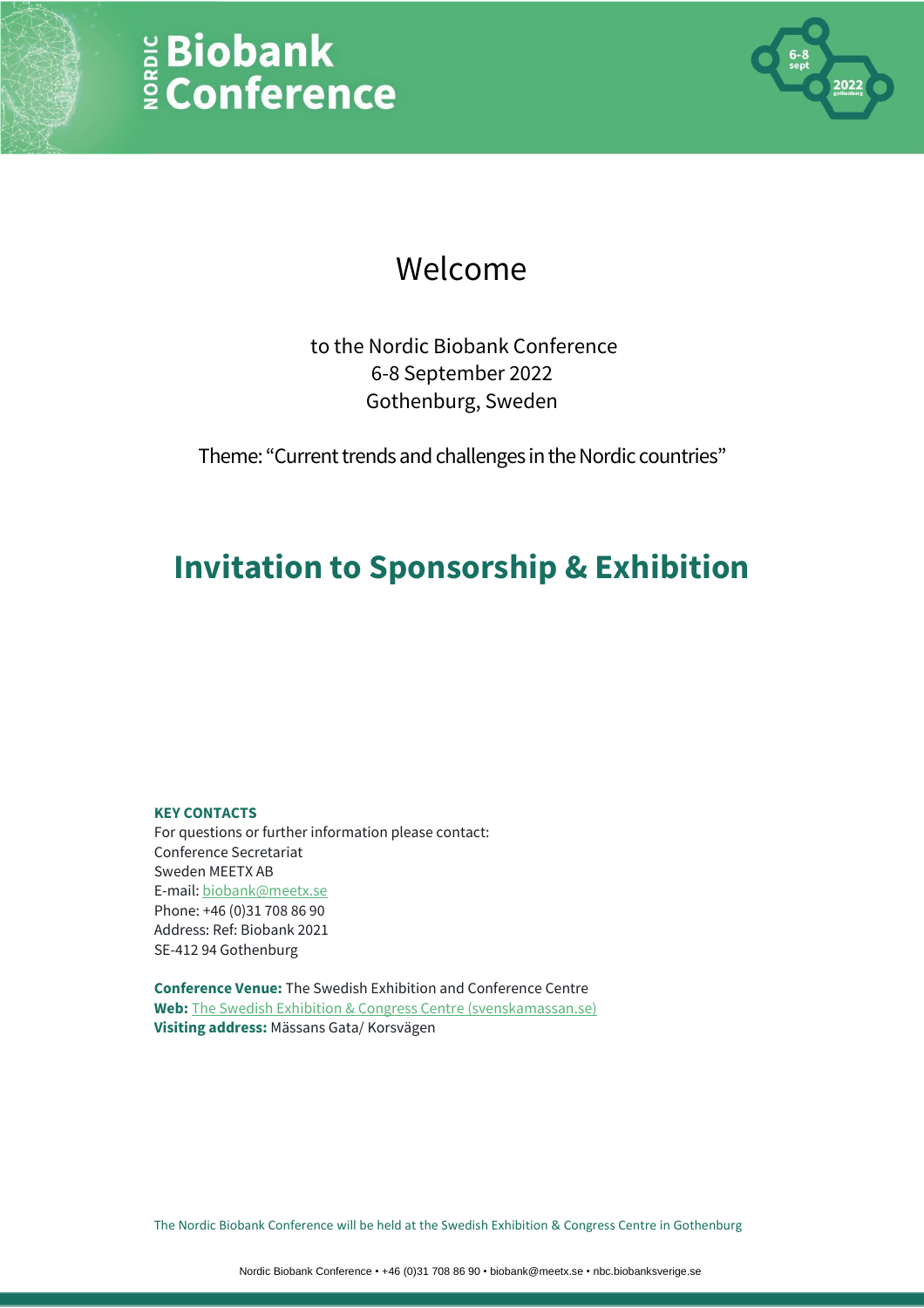# Nordic Biobank Conference

## Welcome

to the Nordic Biobank Conference
6-8 September 2022
Gothenburg, Sweden

Theme: "Current trends and challenges in the Nordic countries"

# Invitation to Sponsorship & Exhibition

**KEY CONTACTS**
For questions or further information please contact:
Conference Secretariat
Sweden MEETX AB
E-mail: biobank@meetx.se
Phone: +46 (0)31 708 86 90
Address: Ref: Biobank 2021
SE-412 94 Gothenburg

**Conference Venue:** The Swedish Exhibition and Conference Centre
**Web:** The Swedish Exhibition & Congress Centre (svenskamassan.se)
**Visiting address:** Mässans Gata/ Korsvägen

The Nordic Biobank Conference will be held at the Swedish Exhibition & Congress Centre in Gothenburg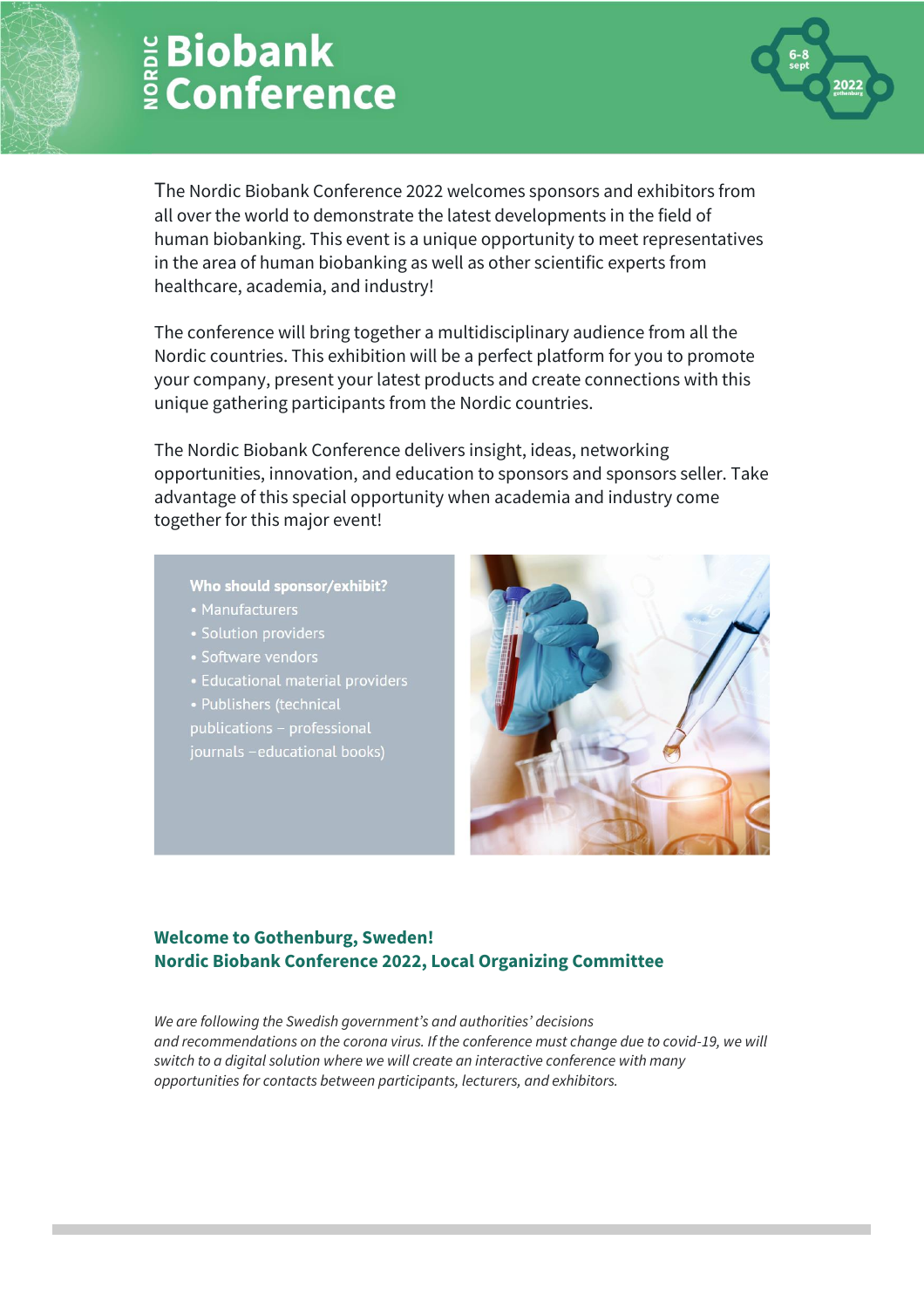# NORDIC Biobank Conference

6-8 sept 2022 gothenburg

The Nordic Biobank Conference 2022 welcomes sponsors and exhibitors from all over the world to demonstrate the latest developments in the field of human biobanking. This event is a unique opportunity to meet representatives in the area of human biobanking as well as other scientific experts from healthcare, academia, and industry!

The conference will bring together a multidisciplinary audience from all the Nordic countries. This exhibition will be a perfect platform for you to promote your company, present your latest products and create connections with this unique gathering participants from the Nordic countries.

The Nordic Biobank Conference delivers insight, ideas, networking opportunities, innovation, and education to sponsors and sponsors seller. Take advantage of this special opportunity when academia and industry come together for this major event!

**Who should sponsor/exhibit?**

- Manufacturers
- Solution providers
- Software vendors
- Educational material providers
- Publishers (technical publications – professional journals –educational books)

**Welcome to Gothenburg, Sweden!**
**Nordic Biobank Conference 2022, Local Organizing Committee**

*We are following the Swedish government's and authorities' decisions and recommendations on the corona virus. If the conference must change due to covid-19, we will switch to a digital solution where we will create an interactive conference with many opportunities for contacts between participants, lecturers, and exhibitors.*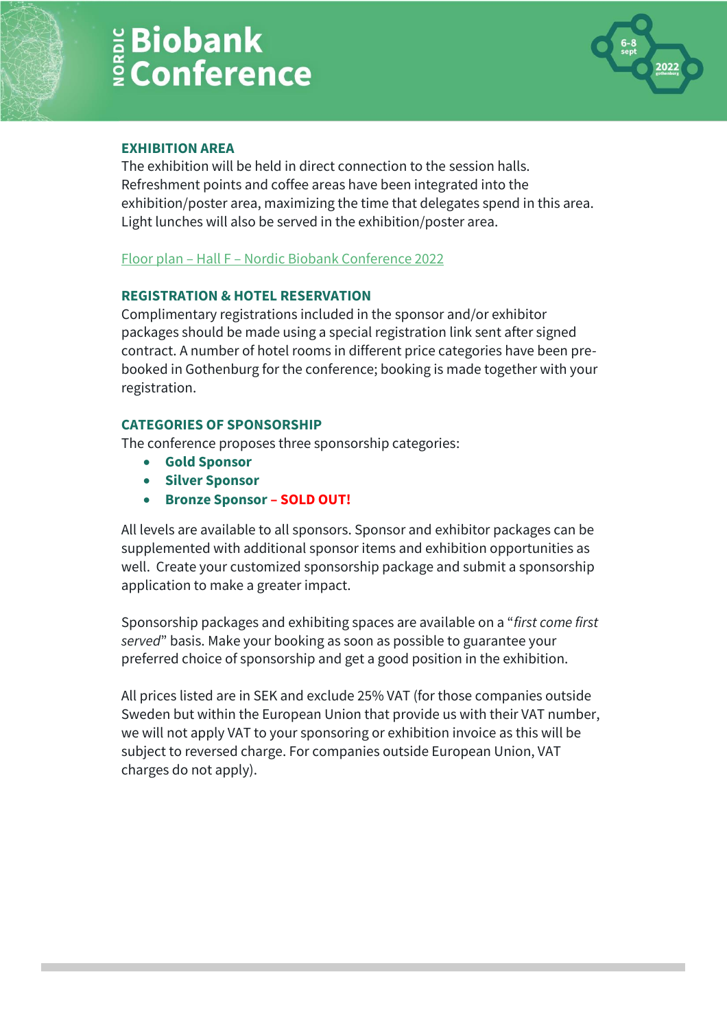## EXHIBITION AREA

The exhibition will be held in direct connection to the session halls. Refreshment points and coffee areas have been integrated into the exhibition/poster area, maximizing the time that delegates spend in this area. Light lunches will also be served in the exhibition/poster area.

Floor plan – Hall F – Nordic Biobank Conference 2022

## REGISTRATION & HOTEL RESERVATION

Complimentary registrations included in the sponsor and/or exhibitor packages should be made using a special registration link sent after signed contract. A number of hotel rooms in different price categories have been pre-booked in Gothenburg for the conference; booking is made together with your registration.

## CATEGORIES OF SPONSORSHIP

The conference proposes three sponsorship categories:

- **Gold Sponsor**
- **Silver Sponsor**
- **Bronze Sponsor – SOLD OUT!**

All levels are available to all sponsors. Sponsor and exhibitor packages can be supplemented with additional sponsor items and exhibition opportunities as well. Create your customized sponsorship package and submit a sponsorship application to make a greater impact.

Sponsorship packages and exhibiting spaces are available on a "*first come first served*" basis. Make your booking as soon as possible to guarantee your preferred choice of sponsorship and get a good position in the exhibition.

All prices listed are in SEK and exclude 25% VAT (for those companies outside Sweden but within the European Union that provide us with their VAT number, we will not apply VAT to your sponsoring or exhibition invoice as this will be subject to reversed charge. For companies outside European Union, VAT charges do not apply).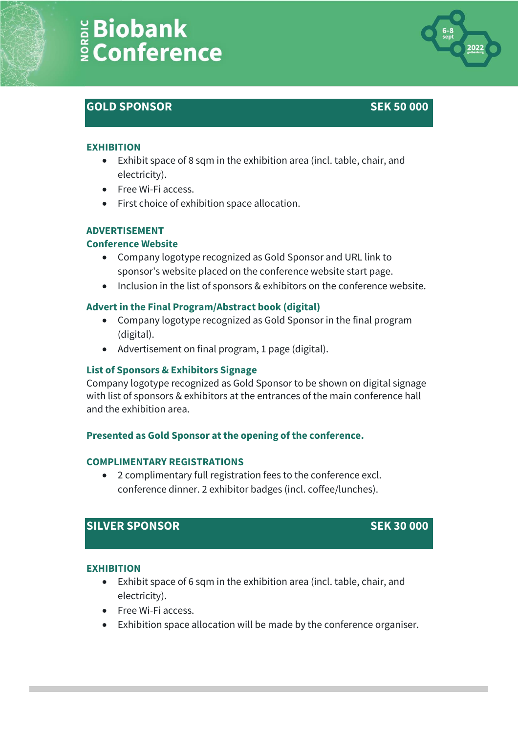## GOLD SPONSOR — SEK 50 000

### EXHIBITION

- Exhibit space of 8 sqm in the exhibition area (incl. table, chair, and electricity).
- Free Wi-Fi access.
- First choice of exhibition space allocation.

### ADVERTISEMENT

#### Conference Website

- Company logotype recognized as Gold Sponsor and URL link to sponsor's website placed on the conference website start page.
- Inclusion in the list of sponsors & exhibitors on the conference website.

#### Advert in the Final Program/Abstract book (digital)

- Company logotype recognized as Gold Sponsor in the final program (digital).
- Advertisement on final program, 1 page (digital).

#### List of Sponsors & Exhibitors Signage

Company logotype recognized as Gold Sponsor to be shown on digital signage with list of sponsors & exhibitors at the entrances of the main conference hall and the exhibition area.

#### Presented as Gold Sponsor at the opening of the conference.

### COMPLIMENTARY REGISTRATIONS

- 2 complimentary full registration fees to the conference excl. conference dinner. 2 exhibitor badges (incl. coffee/lunches).

## SILVER SPONSOR — SEK 30 000

### EXHIBITION

- Exhibit space of 6 sqm in the exhibition area (incl. table, chair, and electricity).
- Free Wi-Fi access.
- Exhibition space allocation will be made by the conference organiser.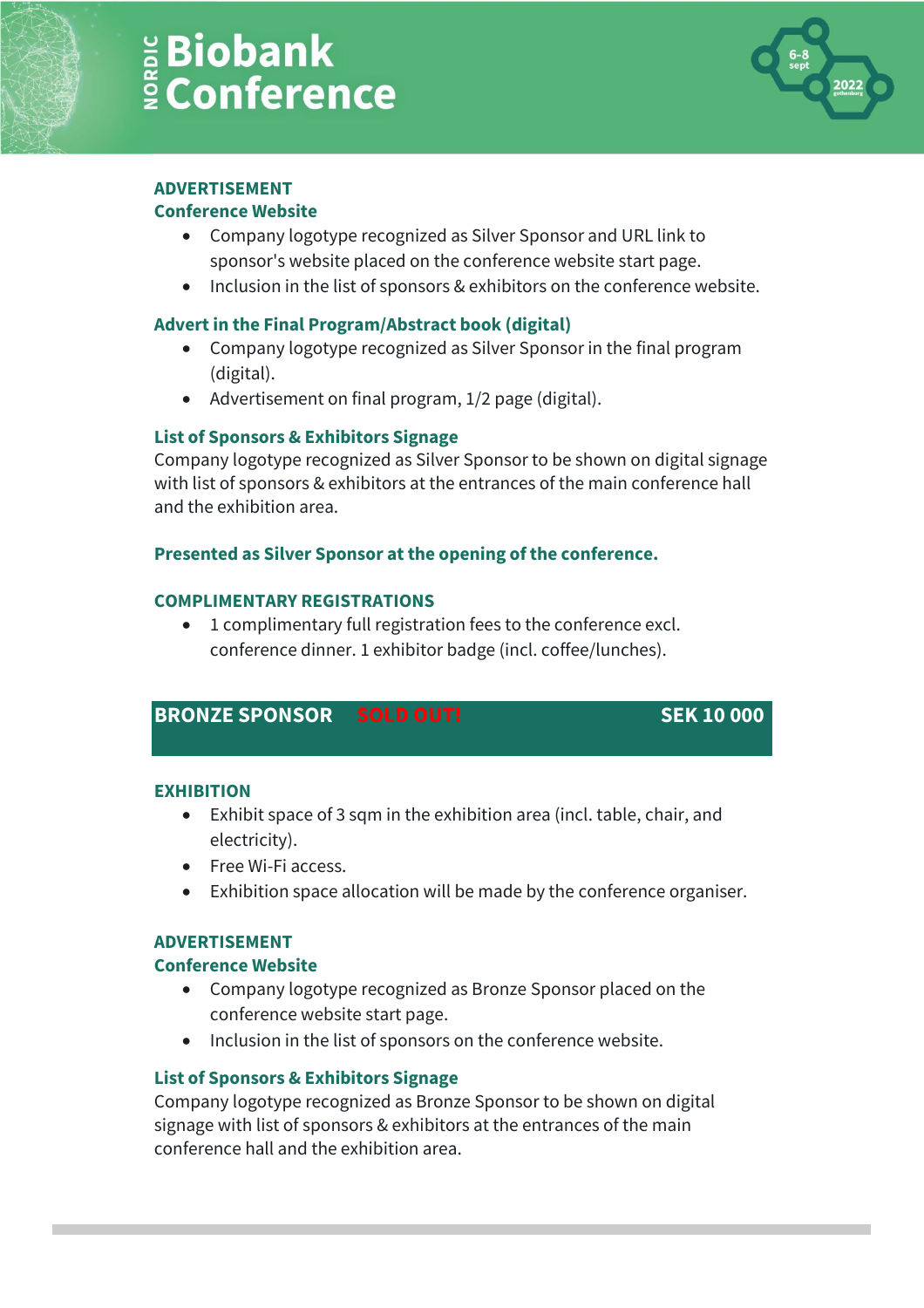#### ADVERTISEMENT

**Conference Website**

- Company logotype recognized as Silver Sponsor and URL link to sponsor's website placed on the conference website start page.
- Inclusion in the list of sponsors & exhibitors on the conference website.

**Advert in the Final Program/Abstract book (digital)**

- Company logotype recognized as Silver Sponsor in the final program (digital).
- Advertisement on final program, 1/2 page (digital).

**List of Sponsors & Exhibitors Signage**

Company logotype recognized as Silver Sponsor to be shown on digital signage with list of sponsors & exhibitors at the entrances of the main conference hall and the exhibition area.

**Presented as Silver Sponsor at the opening of the conference.**

#### COMPLIMENTARY REGISTRATIONS

- 1 complimentary full registration fees to the conference excl. conference dinner. 1 exhibitor badge (incl. coffee/lunches).

## BRONZE SPONSOR SOLD OUT! SEK 10 000

#### EXHIBITION

- Exhibit space of 3 sqm in the exhibition area (incl. table, chair, and electricity).
- Free Wi-Fi access.
- Exhibition space allocation will be made by the conference organiser.

#### ADVERTISEMENT

**Conference Website**

- Company logotype recognized as Bronze Sponsor placed on the conference website start page.
- Inclusion in the list of sponsors on the conference website.

**List of Sponsors & Exhibitors Signage**

Company logotype recognized as Bronze Sponsor to be shown on digital signage with list of sponsors & exhibitors at the entrances of the main conference hall and the exhibition area.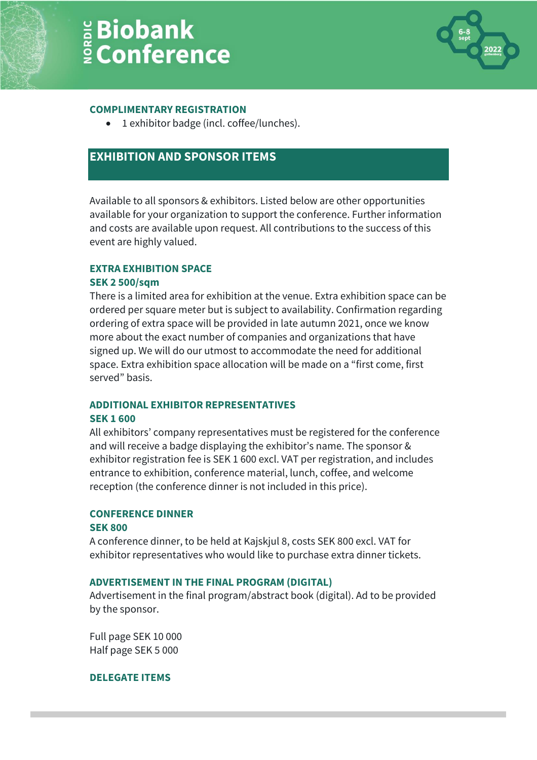### COMPLIMENTARY REGISTRATION

- 1 exhibitor badge (incl. coffee/lunches).

## EXHIBITION AND SPONSOR ITEMS

Available to all sponsors & exhibitors. Listed below are other opportunities available for your organization to support the conference. Further information and costs are available upon request. All contributions to the success of this event are highly valued.

### EXTRA EXHIBITION SPACE

**SEK 2 500/sqm**

There is a limited area for exhibition at the venue. Extra exhibition space can be ordered per square meter but is subject to availability. Confirmation regarding ordering of extra space will be provided in late autumn 2021, once we know more about the exact number of companies and organizations that have signed up. We will do our utmost to accommodate the need for additional space. Extra exhibition space allocation will be made on a "first come, first served" basis.

### ADDITIONAL EXHIBITOR REPRESENTATIVES

**SEK 1 600**

All exhibitors' company representatives must be registered for the conference and will receive a badge displaying the exhibitor's name. The sponsor & exhibitor registration fee is SEK 1 600 excl. VAT per registration, and includes entrance to exhibition, conference material, lunch, coffee, and welcome reception (the conference dinner is not included in this price).

### CONFERENCE DINNER

**SEK 800**

A conference dinner, to be held at Kajskjul 8, costs SEK 800 excl. VAT for exhibitor representatives who would like to purchase extra dinner tickets.

### ADVERTISEMENT IN THE FINAL PROGRAM (DIGITAL)

Advertisement in the final program/abstract book (digital). Ad to be provided by the sponsor.

Full page SEK 10 000
Half page SEK 5 000

### DELEGATE ITEMS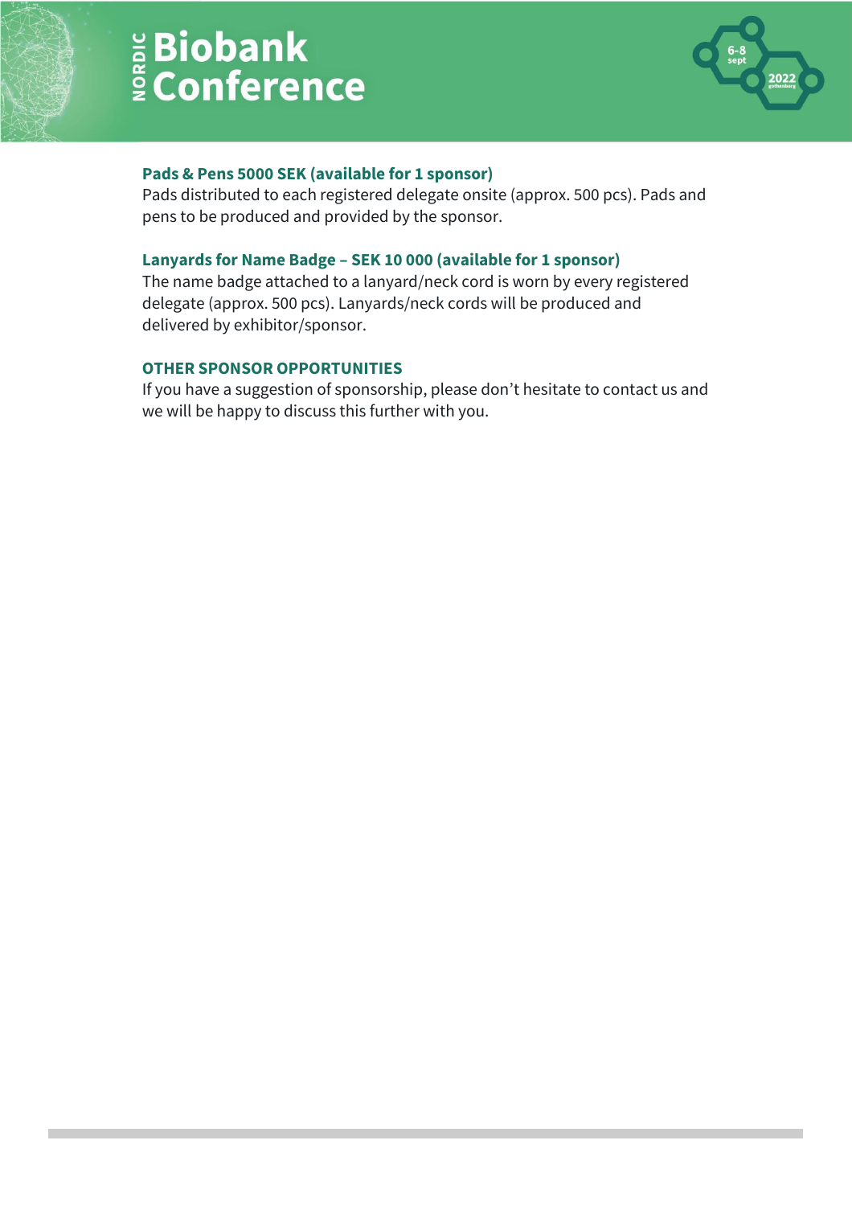### Pads & Pens 5000 SEK (available for 1 sponsor)

Pads distributed to each registered delegate onsite (approx. 500 pcs). Pads and pens to be produced and provided by the sponsor.

### Lanyards for Name Badge – SEK 10 000 (available for 1 sponsor)

The name badge attached to a lanyard/neck cord is worn by every registered delegate (approx. 500 pcs). Lanyards/neck cords will be produced and delivered by exhibitor/sponsor.

### OTHER SPONSOR OPPORTUNITIES

If you have a suggestion of sponsorship, please don't hesitate to contact us and we will be happy to discuss this further with you.